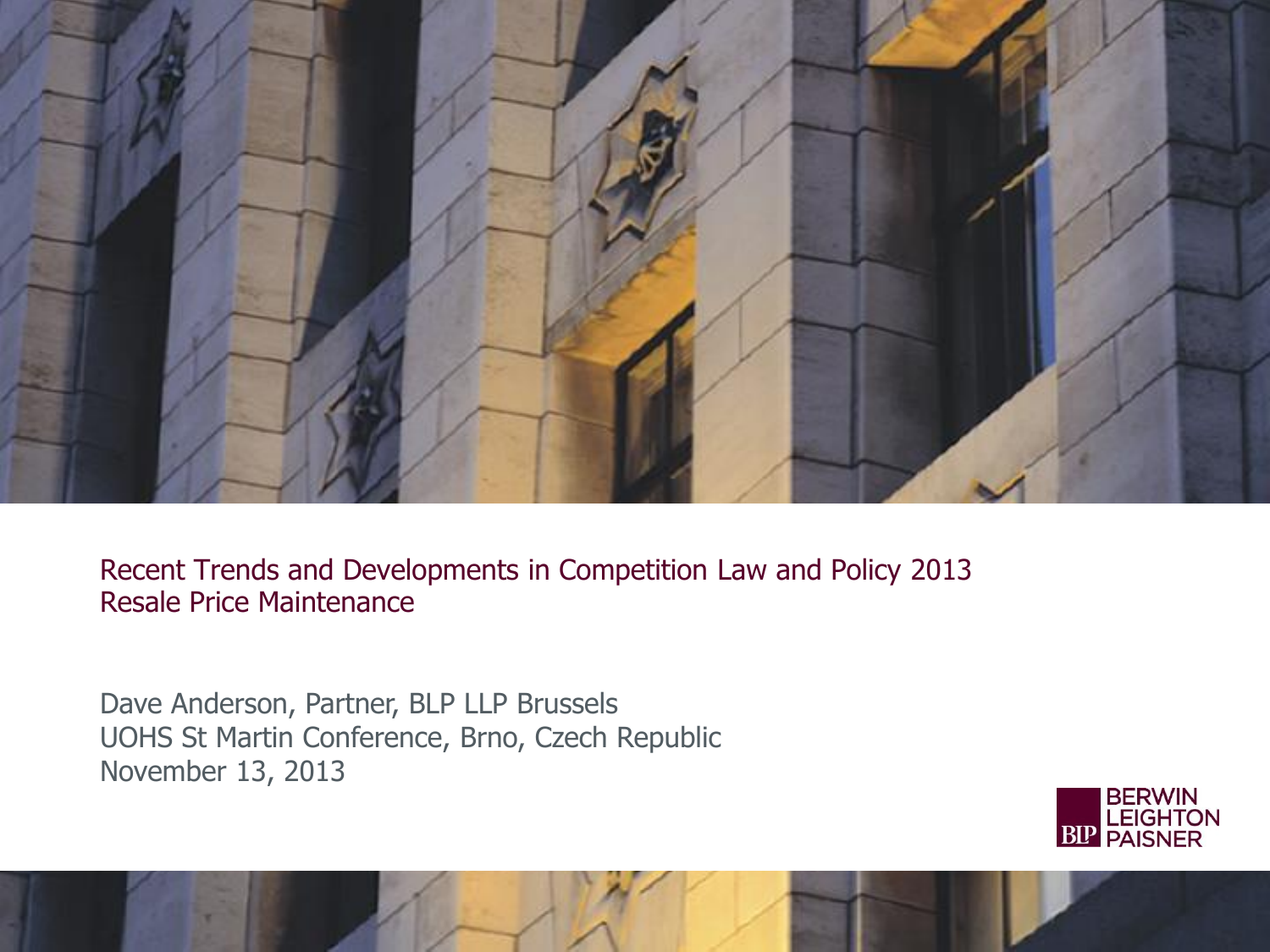# Recent Trends and Developments in Competition Law and Policy 2013
## Resale Price Maintenance

Dave Anderson, Partner, BLP LLP Brussels
UOHS St Martin Conference, Brno, Czech Republic
November 13, 2013

BERWIN LEIGHTON PAISNER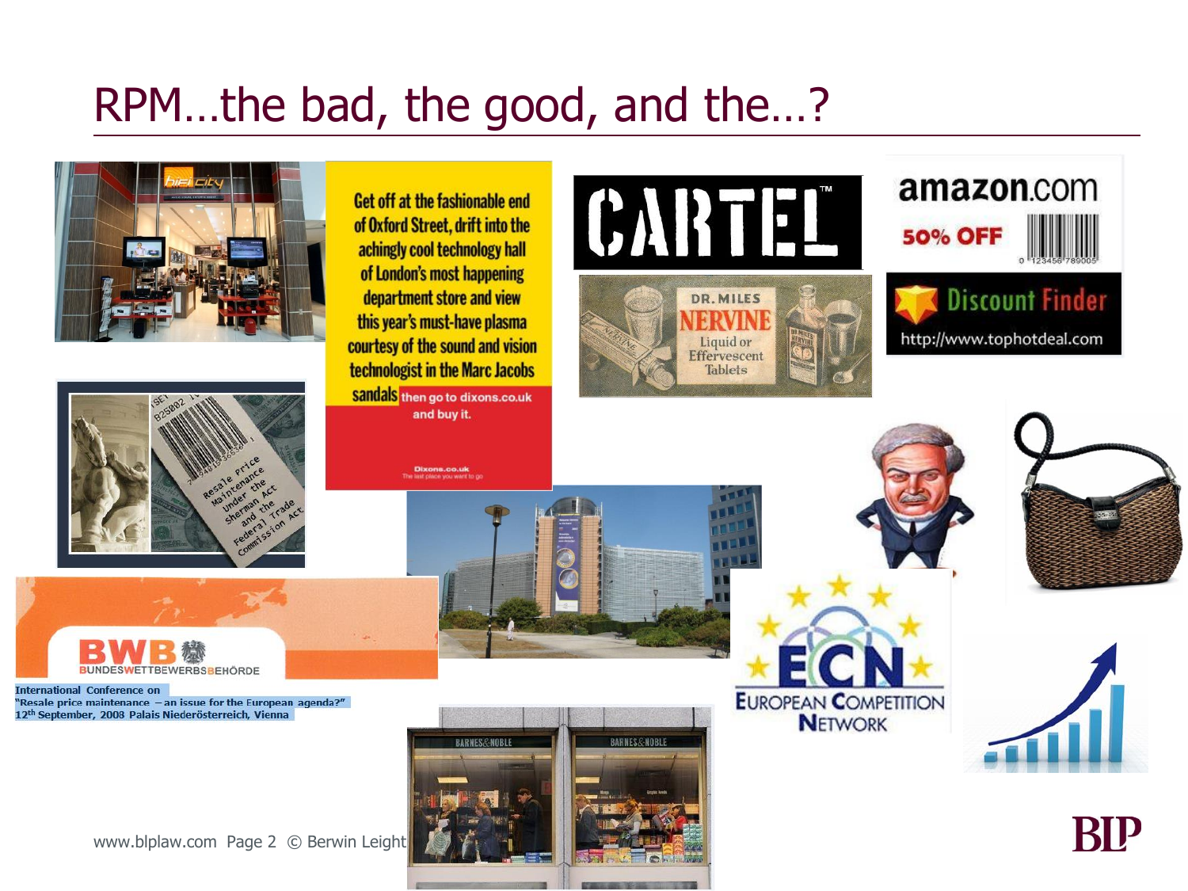# RPM…the bad, the good, and the…?

Get off at the fashionable end of Oxford Street, drift into the achingly cool technology hall of London's most happening department store and view this year's must-have plasma courtesy of the sound and vision technologist in the Marc Jacobs sandals then go to dixons.co.uk and buy it.

Dixons.co.uk
The last place you want to go

CARTEL™

DR. MILES NERVINE Liquid or Effervescent Tablets

amazon.com
50% OFF

Discount Finder
http://www.tophotdeal.com

Resale Price Maintenance Under the Sherman Act and the Federal Trade Commission Act

BWB BUNDESWETTBEWERBSBEHÖRDE

International Conference on
"Resale price maintenance – an issue for the European agenda?"
12th September, 2008 Palais Niederösterreich, Vienna

EUROPEAN COMPETITION NETWORK

BARNES&NOBLE

www.blplaw.com © Berwin Leighton Paisner LLP

BLP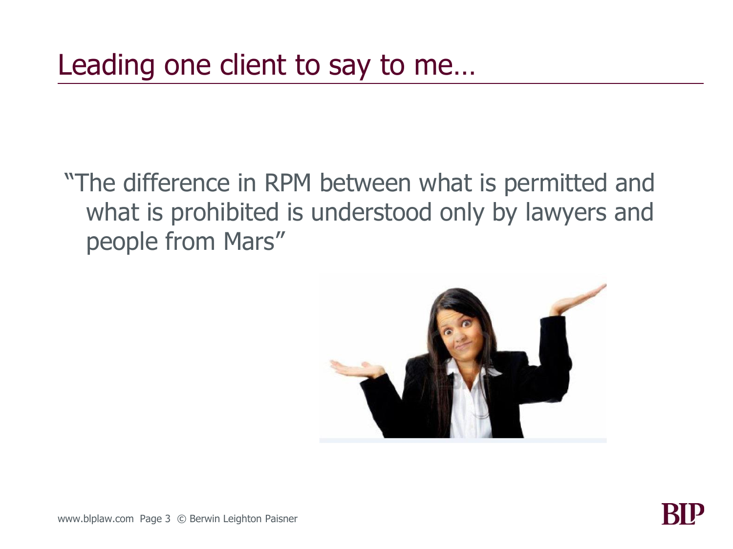# Leading one client to say to me…

"The difference in RPM between what is permitted and what is prohibited is understood only by lawyers and people from Mars"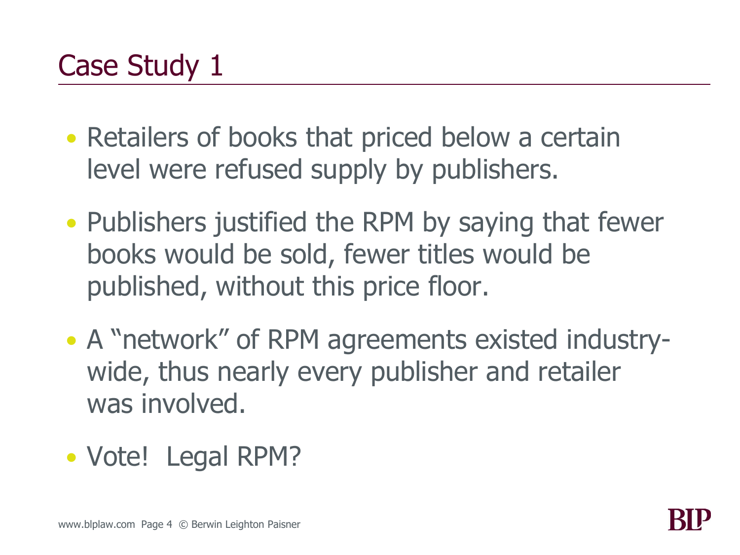# Case Study 1

- Retailers of books that priced below a certain level were refused supply by publishers.
- Publishers justified the RPM by saying that fewer books would be sold, fewer titles would be published, without this price floor.
- A "network" of RPM agreements existed industry-wide, thus nearly every publisher and retailer was involved.
- Vote! Legal RPM?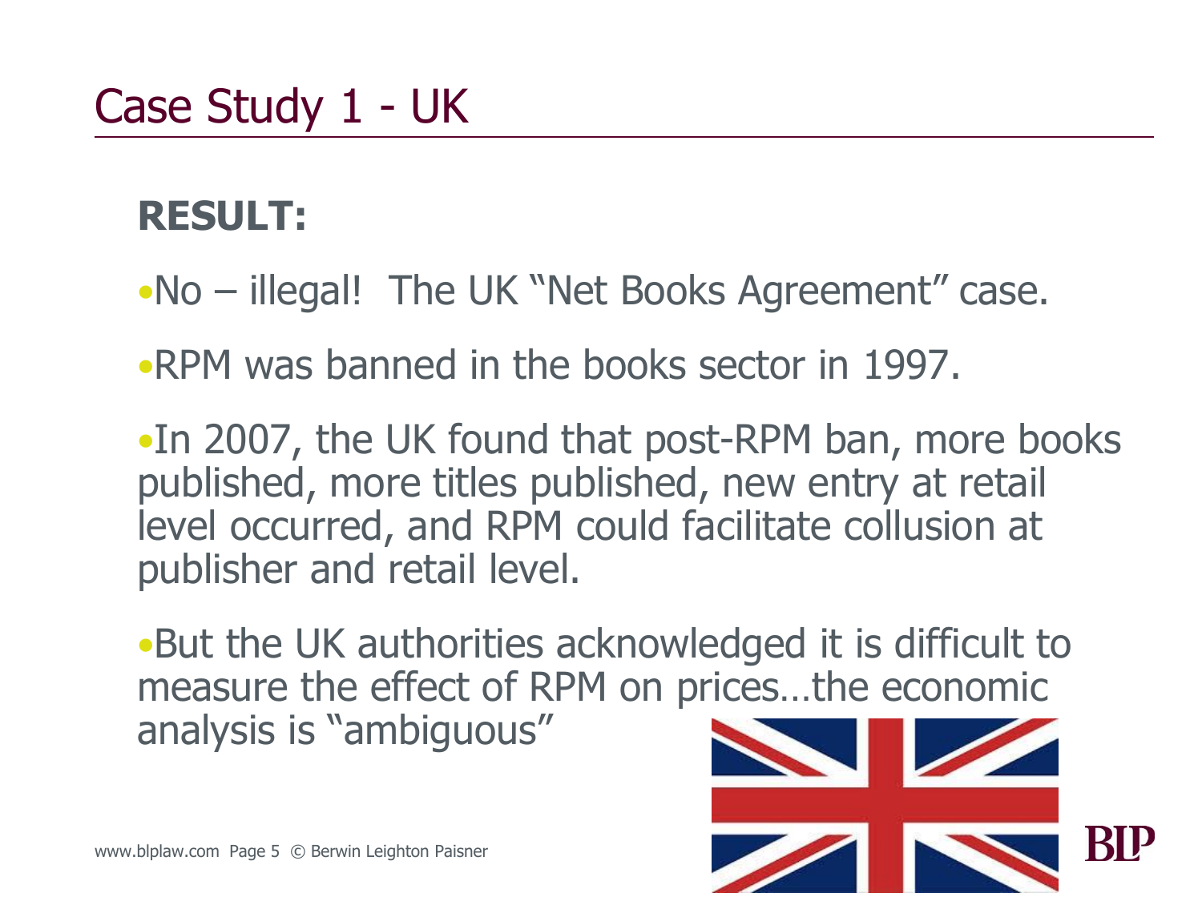# Case Study 1 - UK

**RESULT:**

- No – illegal! The UK "Net Books Agreement" case.
- RPM was banned in the books sector in 1997.
- In 2007, the UK found that post-RPM ban, more books published, more titles published, new entry at retail level occurred, and RPM could facilitate collusion at publisher and retail level.
- But the UK authorities acknowledged it is difficult to measure the effect of RPM on prices…the economic analysis is "ambiguous"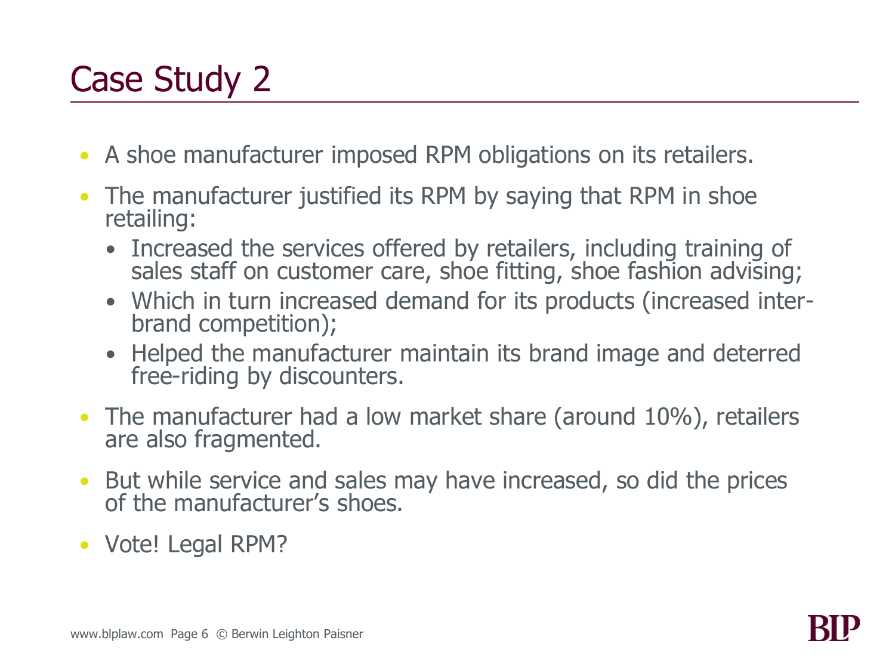# Case Study 2

- A shoe manufacturer imposed RPM obligations on its retailers.
- The manufacturer justified its RPM by saying that RPM in shoe retailing:
  - Increased the services offered by retailers, including training of sales staff on customer care, shoe fitting, shoe fashion advising;
  - Which in turn increased demand for its products (increased inter-brand competition);
  - Helped the manufacturer maintain its brand image and deterred free-riding by discounters.
- The manufacturer had a low market share (around 10%), retailers are also fragmented.
- But while service and sales may have increased, so did the prices of the manufacturer's shoes.
- Vote! Legal RPM?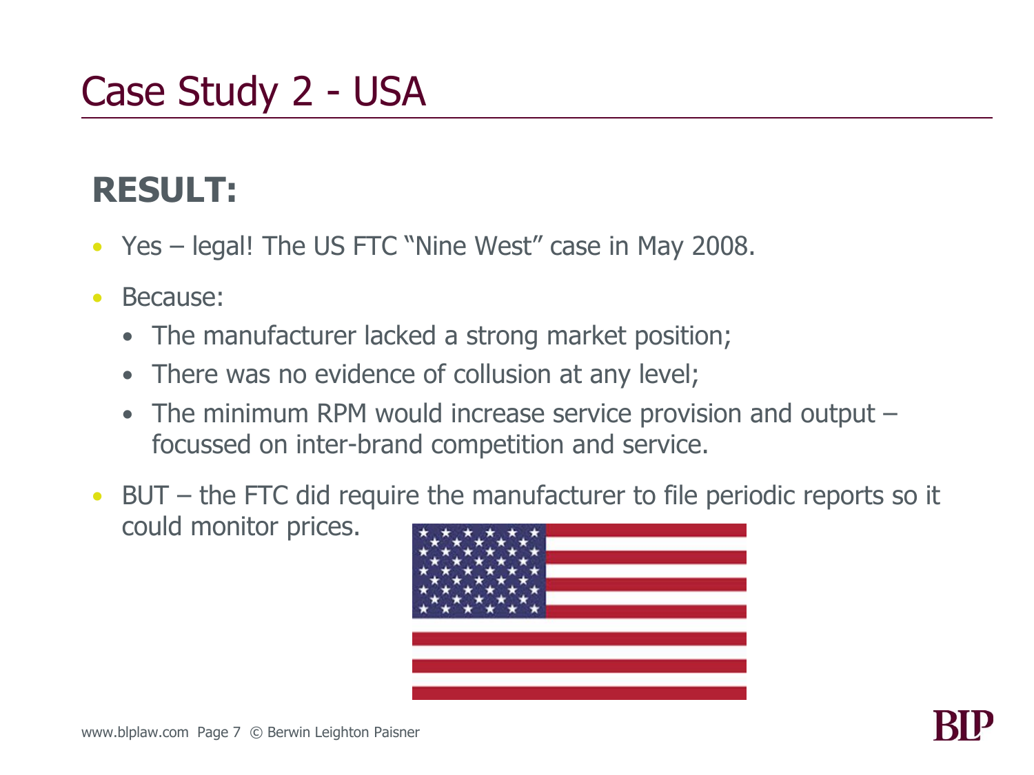# Case Study 2 - USA

## RESULT:

- Yes – legal! The US FTC "Nine West" case in May 2008.
- Because:
  - The manufacturer lacked a strong market position;
  - There was no evidence of collusion at any level;
  - The minimum RPM would increase service provision and output – focussed on inter-brand competition and service.
- BUT – the FTC did require the manufacturer to file periodic reports so it could monitor prices.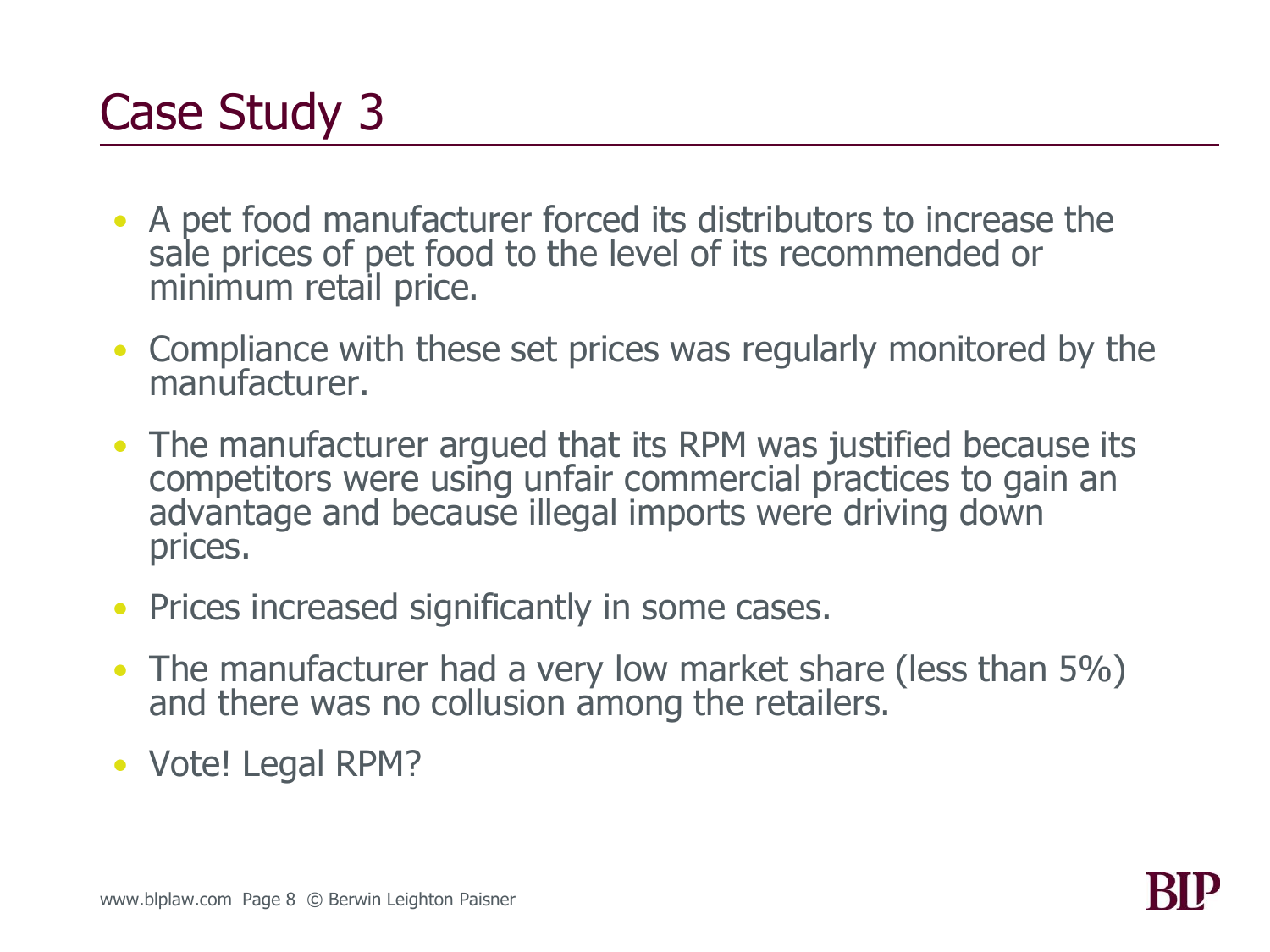# Case Study 3

- A pet food manufacturer forced its distributors to increase the sale prices of pet food to the level of its recommended or minimum retail price.
- Compliance with these set prices was regularly monitored by the manufacturer.
- The manufacturer argued that its RPM was justified because its competitors were using unfair commercial practices to gain an advantage and because illegal imports were driving down prices.
- Prices increased significantly in some cases.
- The manufacturer had a very low market share (less than 5%) and there was no collusion among the retailers.
- Vote! Legal RPM?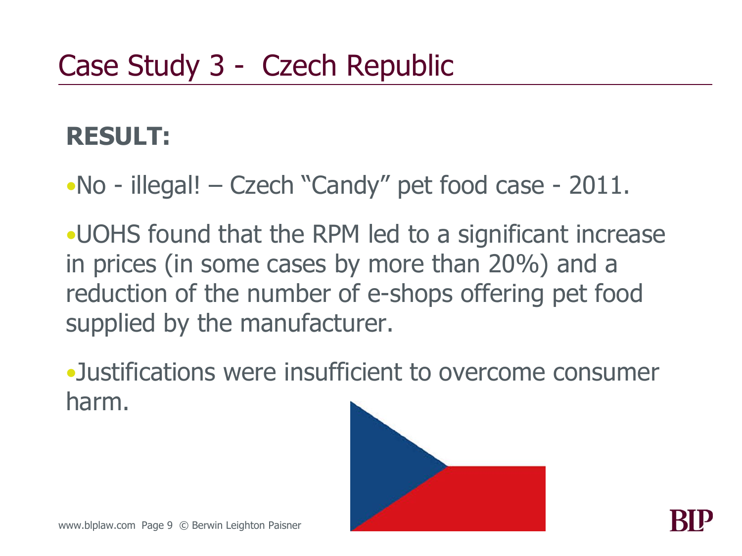# Case Study 3 - Czech Republic

**RESULT:**

- No - illegal! – Czech "Candy" pet food case - 2011.
- UOHS found that the RPM led to a significant increase in prices (in some cases by more than 20%) and a reduction of the number of e-shops offering pet food supplied by the manufacturer.
- Justifications were insufficient to overcome consumer harm.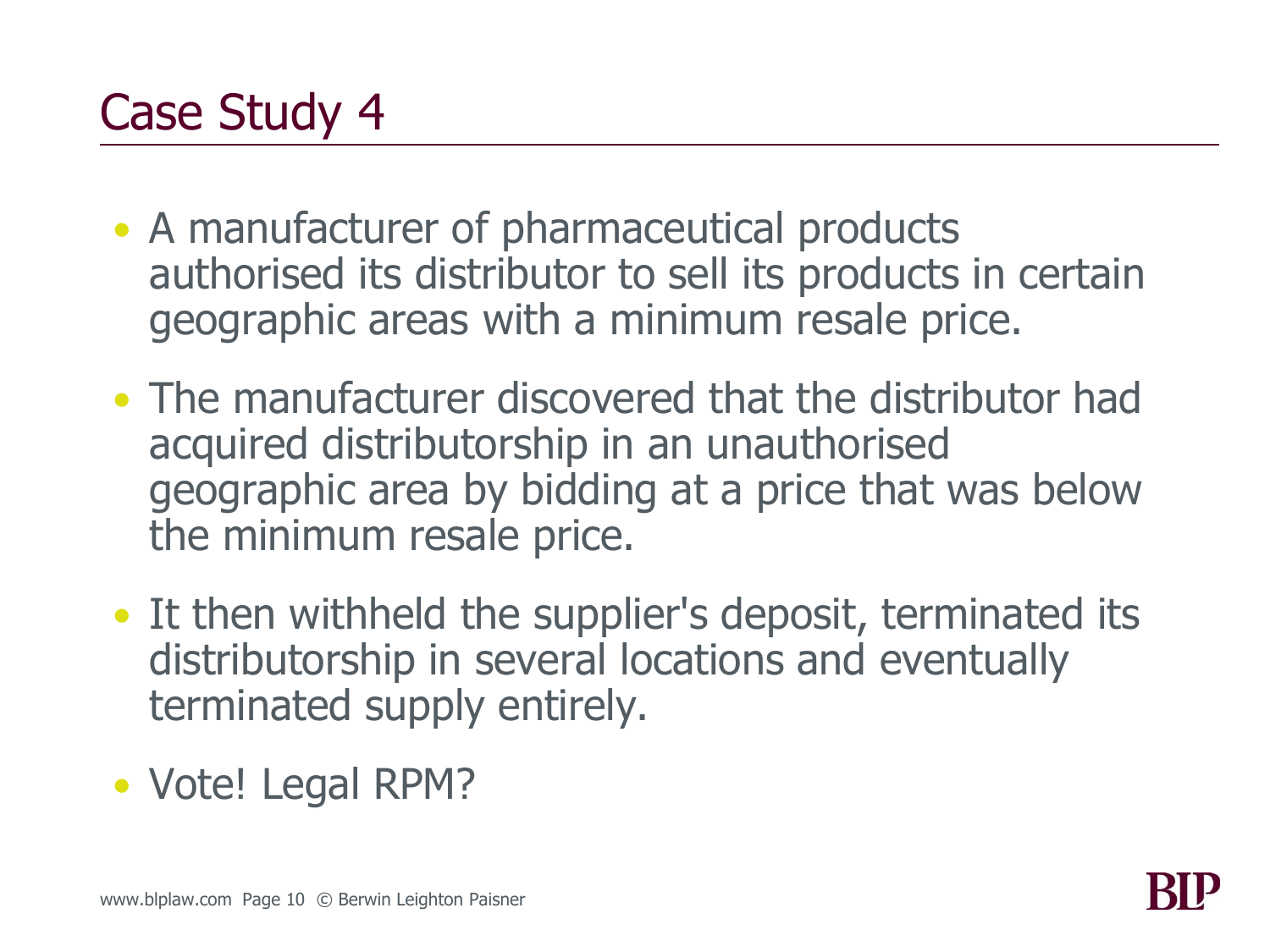# Case Study 4

- A manufacturer of pharmaceutical products authorised its distributor to sell its products in certain geographic areas with a minimum resale price.
- The manufacturer discovered that the distributor had acquired distributorship in an unauthorised geographic area by bidding at a price that was below the minimum resale price.
- It then withheld the supplier's deposit, terminated its distributorship in several locations and eventually terminated supply entirely.
- Vote! Legal RPM?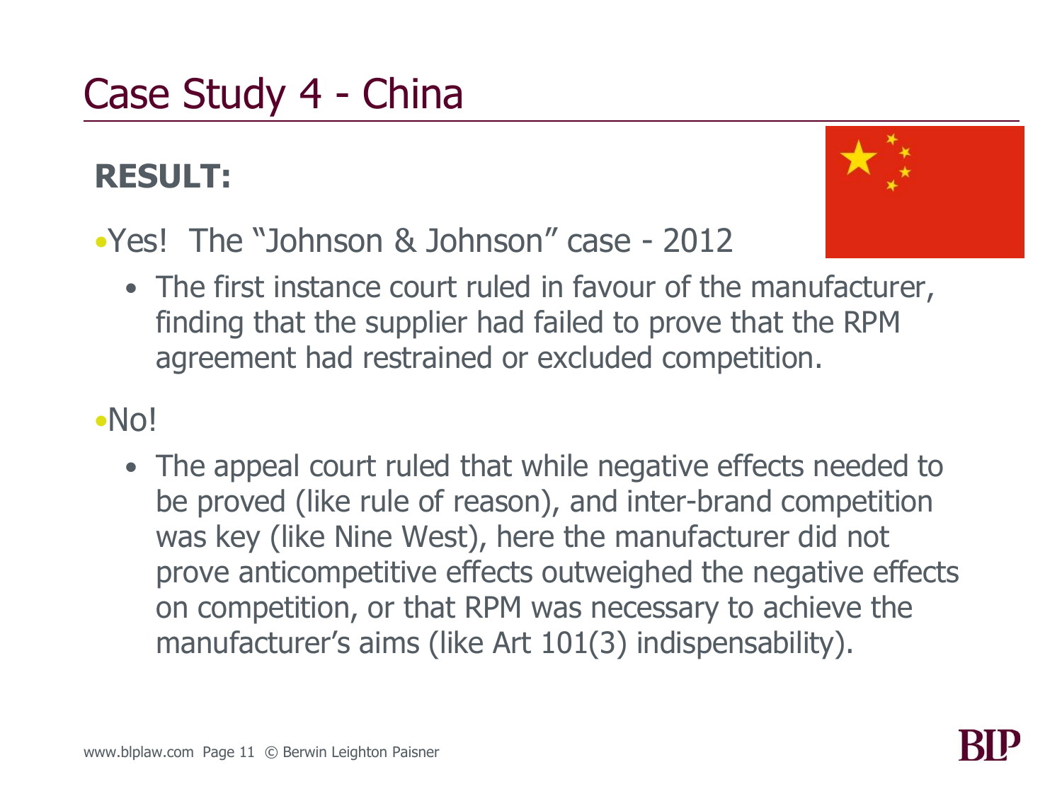# Case Study 4 - China

## RESULT:

- Yes! The "Johnson & Johnson" case - 2012
  - The first instance court ruled in favour of the manufacturer, finding that the supplier had failed to prove that the RPM agreement had restrained or excluded competition.
- No!
  - The appeal court ruled that while negative effects needed to be proved (like rule of reason), and inter-brand competition was key (like Nine West), here the manufacturer did not prove anticompetitive effects outweighed the negative effects on competition, or that RPM was necessary to achieve the manufacturer's aims (like Art 101(3) indispensability).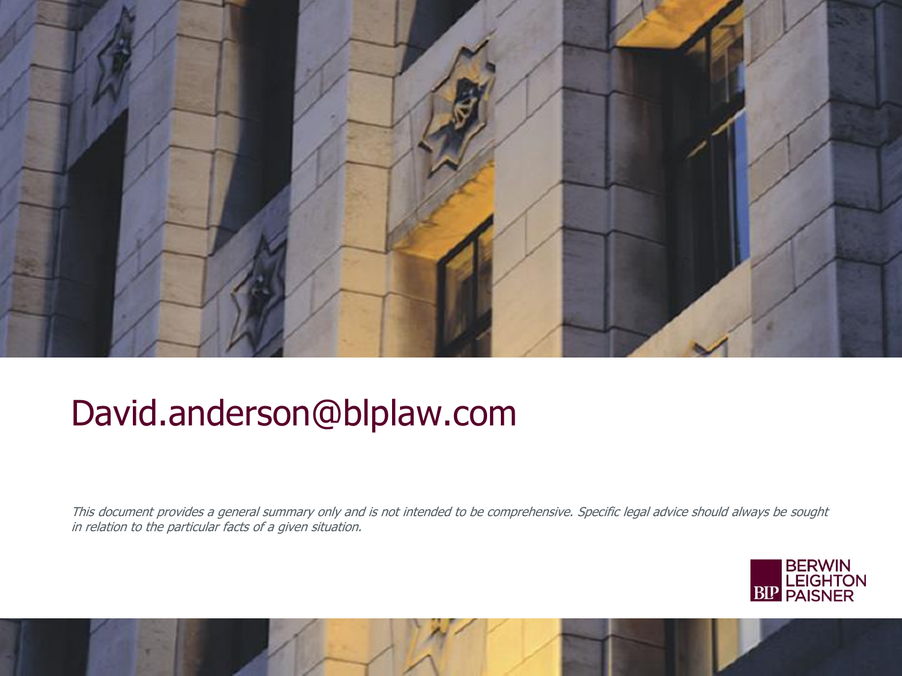David.anderson@blplaw.com

*This document provides a general summary only and is not intended to be comprehensive. Specific legal advice should always be sought in relation to the particular facts of a given situation.*

BLP BERWIN LEIGHTON PAISNER